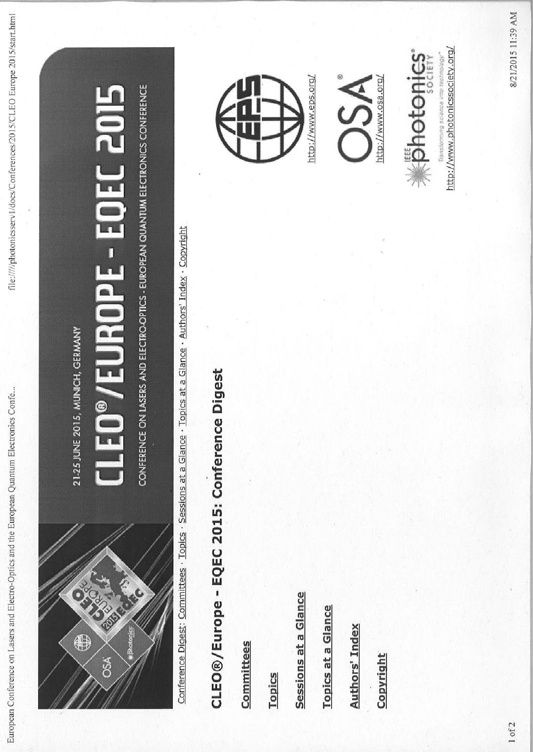21-25 JUNE 2015, MUNICH, GERMANY

# CLEO®/EUROPE - EQEC 2015

CONFERENCE ON LASERS AND ELECTRO-OPTICS - EUROPEAN QUANTUM ELECTRONICS CONFERENCE

Conference Digest: Committees · Topics · Sessions at a Glance · Topics at a Glance · Authors' Index · Copyright

## CLEO®/Europe - EQEC 2015: Conference Digest

**Committees**

**Topics**

**Sessions at a Glance**

**Topics at a Glance**

**Authors' Index**

**Copyright**

http://www.eps.org/

http://www.osa.org/

http://www.photonicssociety.org/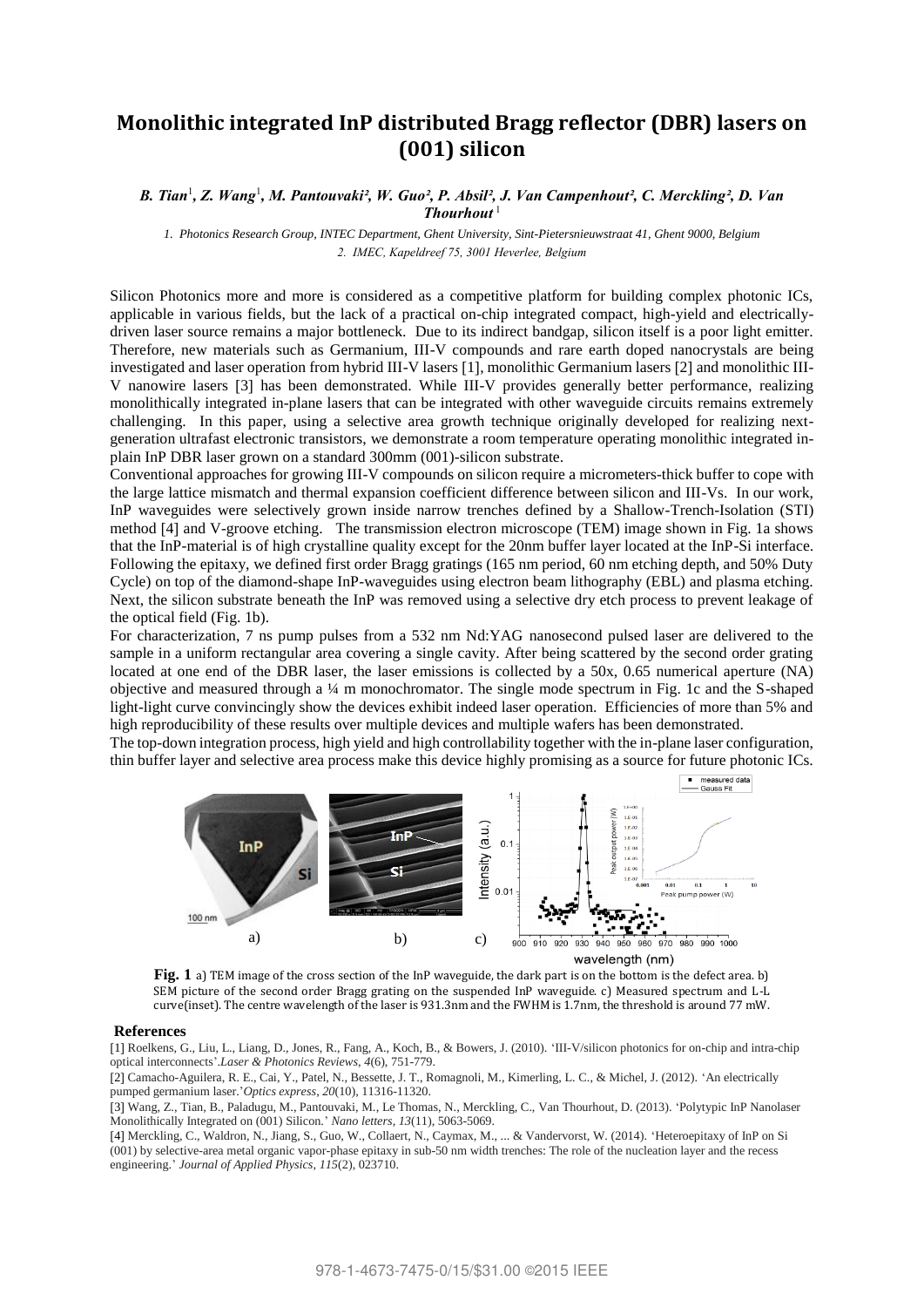# Monolithic integrated InP distributed Bragg reflector (DBR) lasers on (001) silicon

***B. Tian**[1], **Z. Wang**[1], **M. Pantouvaki**[2], **W. Guo**[2], **P. Absil**[2], **J. Van Campenhout**[2], **C. Merckling**[2], **D. Van Thourhout**[1]*

*1. Photonics Research Group, INTEC Department, Ghent University, Sint-Pietersnieuwstraat 41, Ghent 9000, Belgium*
*2. IMEC, Kapeldreef 75, 3001 Heverlee, Belgium*

Silicon Photonics more and more is considered as a competitive platform for building complex photonic ICs, applicable in various fields, but the lack of a practical on-chip integrated compact, high-yield and electrically-driven laser source remains a major bottleneck. Due to its indirect bandgap, silicon itself is a poor light emitter. Therefore, new materials such as Germanium, III-V compounds and rare earth doped nanocrystals are being investigated and laser operation from hybrid III-V lasers [1], monolithic Germanium lasers [2] and monolithic III-V nanowire lasers [3] has been demonstrated. While III-V provides generally better performance, realizing monolithically integrated in-plane lasers that can be integrated with other waveguide circuits remains extremely challenging. In this paper, using a selective area growth technique originally developed for realizing next-generation ultrafast electronic transistors, we demonstrate a room temperature operating monolithic integrated in-plain InP DBR laser grown on a standard 300mm (001)-silicon substrate.

Conventional approaches for growing III-V compounds on silicon require a micrometers-thick buffer to cope with the large lattice mismatch and thermal expansion coefficient difference between silicon and III-Vs. In our work, InP waveguides were selectively grown inside narrow trenches defined by a Shallow-Trench-Isolation (STI) method [4] and V-groove etching. The transmission electron microscope (TEM) image shown in Fig. 1a shows that the InP-material is of high crystalline quality except for the 20nm buffer layer located at the InP-Si interface. Following the epitaxy, we defined first order Bragg gratings (165 nm period, 60 nm etching depth, and 50% Duty Cycle) on top of the diamond-shape InP-waveguides using electron beam lithography (EBL) and plasma etching. Next, the silicon substrate beneath the InP was removed using a selective dry etch process to prevent leakage of the optical field (Fig. 1b).

For characterization, 7 ns pump pulses from a 532 nm Nd:YAG nanosecond pulsed laser are delivered to the sample in a uniform rectangular area covering a single cavity. After being scattered by the second order grating located at one end of the DBR laser, the laser emissions is collected by a 50x, 0.65 numerical aperture (NA) objective and measured through a ¼ m monochromator. The single mode spectrum in Fig. 1c and the S-shaped light-light curve convincingly show the devices exhibit indeed laser operation. Efficiencies of more than 5% and high reproducibility of these results over multiple devices and multiple wafers has been demonstrated.

The top-down integration process, high yield and high controllability together with the in-plane laser configuration, thin buffer layer and selective area process make this device highly promising as a source for future photonic ICs.

InP
Si
100 nm
a)

InP
Si
b)

c)
Intensity (a.u.)
1
0.1
0.01
900 910 920 930 940 950 960 970 980 990 1000
wavelength (nm)
measured data
Gauss Fit
Peak output power (W)
Peak pump power (W)
0.001 0.01 0.1 1 10

**Fig. 1** a) TEM image of the cross section of the InP waveguide, the dark part is on the bottom is the defect area. b) SEM picture of the second order Bragg grating on the suspended InP waveguide. c) Measured spectrum and L-L curve(inset). The centre wavelength of the laser is 931.3nm and the FWHM is 1.7nm, the threshold is around 77 mW.

### References

[1] Roelkens, G., Liu, L., Liang, D., Jones, R., Fang, A., Koch, B., & Bowers, J. (2010). 'III-V/silicon photonics for on-chip and intra-chip optical interconnects'.*Laser & Photonics Reviews*, *4*(6), 751-779.

[2] Camacho-Aguilera, R. E., Cai, Y., Patel, N., Bessette, J. T., Romagnoli, M., Kimerling, L. C., & Michel, J. (2012). 'An electrically pumped germanium laser.'*Optics express*, *20*(10), 11316-11320.

[3] Wang, Z., Tian, B., Paladugu, M., Pantouvaki, M., Le Thomas, N., Merckling, C., Van Thourhout, D. (2013). 'Polytypic InP Nanolaser Monolithically Integrated on (001) Silicon.' *Nano letters*, *13*(11), 5063-5069.

[4] Merckling, C., Waldron, N., Jiang, S., Guo, W., Collaert, N., Caymax, M., ... & Vandervorst, W. (2014). 'Heteroepitaxy of InP on Si (001) by selective-area metal organic vapor-phase epitaxy in sub-50 nm width trenches: The role of the nucleation layer and the recess engineering.' *Journal of Applied Physics*, *115*(2), 023710.